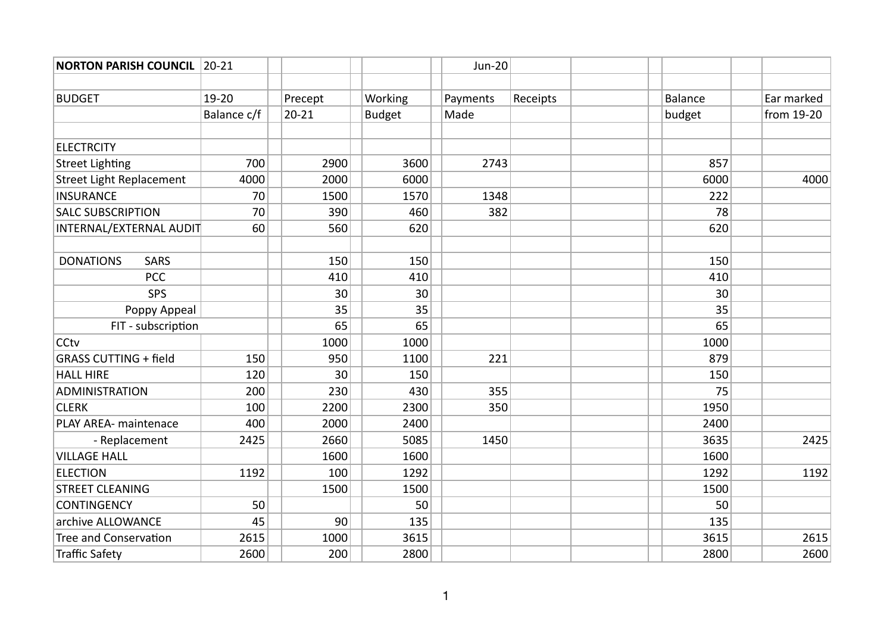| NORTON PARISH COUNCIL | 20-21 | Precept | Working | Payments | Receipts | | Balance | Ear marked |
|---|---|---|---|---|---|---|---|---|
| | | | | Jun-20 | | | | |
| BUDGET | 19-20 | Precept | Working | Payments | Receipts | | Balance | Ear marked |
| | Balance c/f | 20-21 | Budget | Made | | | budget | from 19-20 |
| ELECTRCITY | | | | | | | | |
| Street Lighting | 700 | 2900 | 3600 | 2743 | | | 857 | |
| Street Light Replacement | 4000 | 2000 | 6000 | | | | 6000 | 4000 |
| INSURANCE | 70 | 1500 | 1570 | 1348 | | | 222 | |
| SALC SUBSCRIPTION | 70 | 390 | 460 | 382 | | | 78 | |
| INTERNAL/EXTERNAL AUDIT | 60 | 560 | 620 | | | | 620 | |
| DONATIONS SARS | | 150 | 150 | | | | 150 | |
| PCC | | 410 | 410 | | | | 410 | |
| SPS | | 30 | 30 | | | | 30 | |
| Poppy Appeal | | 35 | 35 | | | | 35 | |
| FIT - subscription | | 65 | 65 | | | | 65 | |
| CCtv | | 1000 | 1000 | | | | 1000 | |
| GRASS CUTTING + field | 150 | 950 | 1100 | 221 | | | 879 | |
| HALL HIRE | 120 | 30 | 150 | | | | 150 | |
| ADMINISTRATION | 200 | 230 | 430 | 355 | | | 75 | |
| CLERK | 100 | 2200 | 2300 | 350 | | | 1950 | |
| PLAY AREA- maintenace | 400 | 2000 | 2400 | | | | 2400 | |
| - Replacement | 2425 | 2660 | 5085 | 1450 | | | 3635 | 2425 |
| VILLAGE HALL | | 1600 | 1600 | | | | 1600 | |
| ELECTION | 1192 | 100 | 1292 | | | | 1292 | 1192 |
| STREET CLEANING | | 1500 | 1500 | | | | 1500 | |
| CONTINGENCY | 50 | | 50 | | | | 50 | |
| archive ALLOWANCE | 45 | 90 | 135 | | | | 135 | |
| Tree and Conservation | 2615 | 1000 | 3615 | | | | 3615 | 2615 |
| Traffic Safety | 2600 | 200 | 2800 | | | | 2800 | 2600 |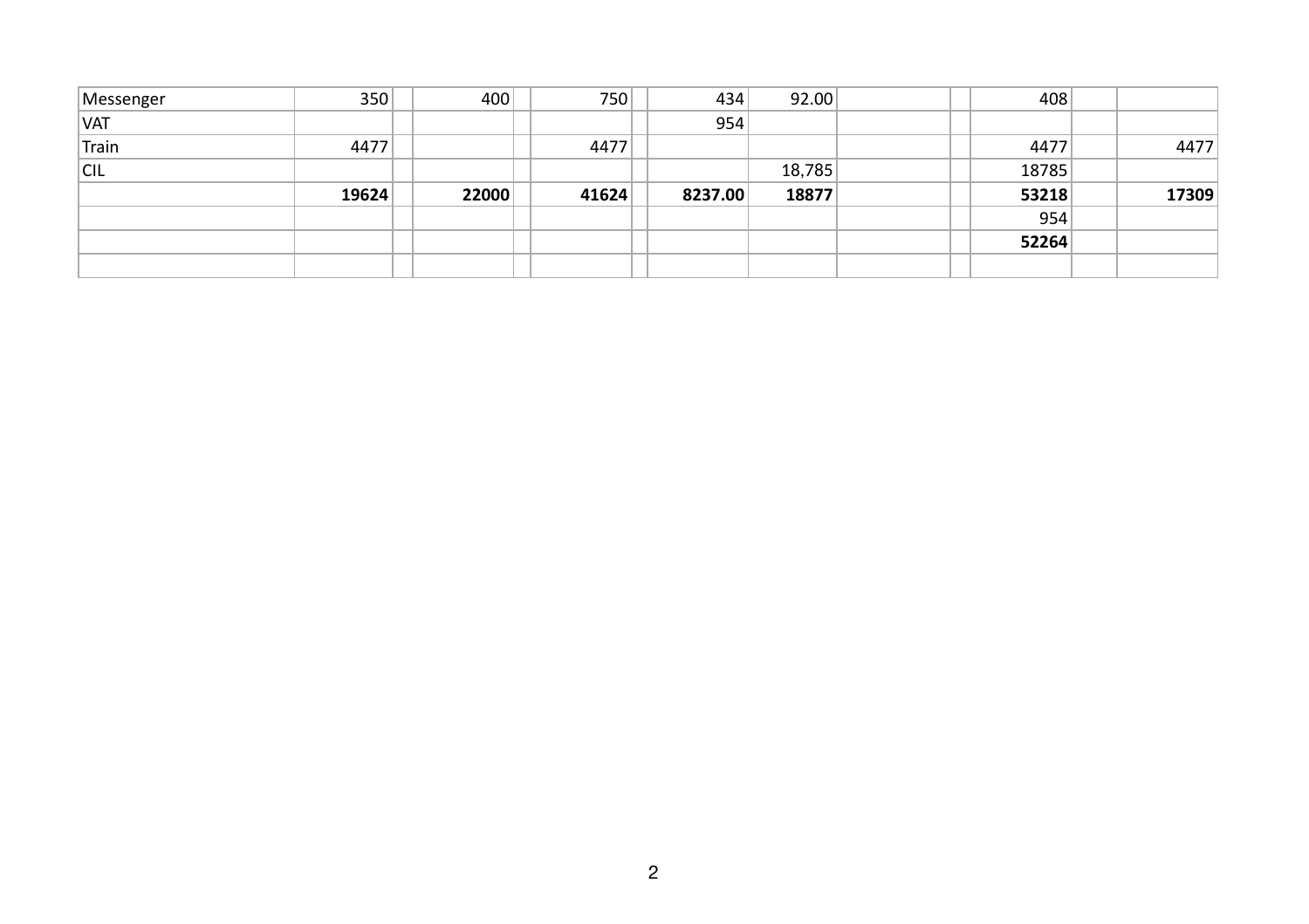| | | | | | | | | | | | | | |
|---|---|---|---|---|---|---|---|---|---|---|---|---|---|
| Messenger | 350 | | 400 | | 750 | | 434 | 92.00 | | | 408 | | |
| VAT | | | | | | | 954 | | | | | | |
| Train | 4477 | | | | 4477 | | | | | | 4477 | | 4477 |
| CIL | | | | | | | | 18,785 | | | 18785 | | |
| | **19624** | | **22000** | | **41624** | | **8237.00** | **18877** | | | **53218** | | **17309** |
| | | | | | | | | | | | 954 | | |
| | | | | | | | | | | | **52264** | | |
| | | | | | | | | | | | | | |